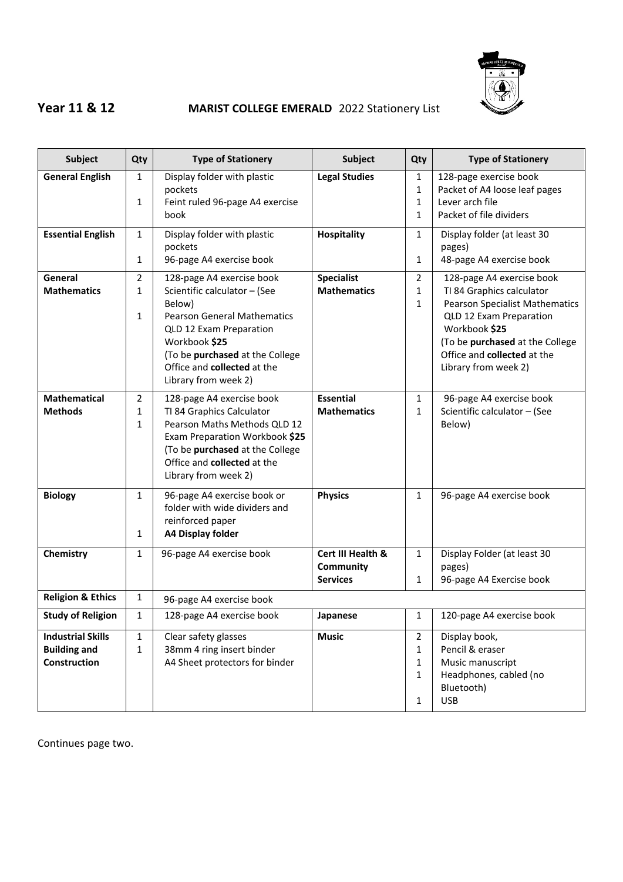**Year 11 & 12** **MARIST COLLEGE EMERALD** 2022 Stationery List

| Subject | Qty | Type of Stationery | Subject | Qty | Type of Stationery |
|---|---|---|---|---|---|
| **General English** | 1<br>1 | Display folder with plastic pockets<br>Feint ruled 96-page A4 exercise book | **Legal Studies** | 1<br>1<br>1<br>1 | 128-page exercise book<br>Packet of A4 loose leaf pages<br>Lever arch file<br>Packet of file dividers |
| **Essential English** | 1<br>1 | Display folder with plastic pockets<br>96-page A4 exercise book | **Hospitality** | 1<br>1 | Display folder (at least 30 pages)<br>48-page A4 exercise book |
| **General Mathematics** | 2<br>1<br>1 | 128-page A4 exercise book<br>Scientific calculator – (See Below)<br>Pearson General Mathematics QLD 12 Exam Preparation Workbook **$25**<br>(To be **purchased** at the College Office and **collected** at the Library from week 2) | **Specialist Mathematics** | 2<br>1<br>1 | 128-page A4 exercise book<br>TI 84 Graphics calculator<br>Pearson Specialist Mathematics QLD 12 Exam Preparation Workbook **$25**<br>(To be **purchased** at the College Office and **collected** at the Library from week 2) |
| **Mathematical Methods** | 2<br>1<br>1 | 128-page A4 exercise book<br>TI 84 Graphics Calculator<br>Pearson Maths Methods QLD 12 Exam Preparation Workbook **$25**<br>(To be **purchased** at the College Office and **collected** at the Library from week 2) | **Essential Mathematics** | 1<br>1 | 96-page A4 exercise book<br>Scientific calculator – (See Below) |
| **Biology** | 1<br>1 | 96-page A4 exercise book or folder with wide dividers and reinforced paper<br>**A4 Display folder** | **Physics** | 1 | 96-page A4 exercise book |
| **Chemistry** | 1 | 96-page A4 exercise book | **Cert III Health & Community Services** | 1<br>1 | Display Folder (at least 30 pages)<br>96-page A4 Exercise book |
| **Religion & Ethics** | 1 | 96-page A4 exercise book | | | |
| **Study of Religion** | 1 | 128-page A4 exercise book | **Japanese** | 1 | 120-page A4 exercise book |
| **Industrial Skills Building and Construction** | 1<br>1 | Clear safety glasses<br>38mm 4 ring insert binder<br>A4 Sheet protectors for binder | **Music** | 2<br>1<br>1<br>1<br>1 | Display book,<br>Pencil & eraser<br>Music manuscript<br>Headphones, cabled (no Bluetooth)<br>USB |

Continues page two.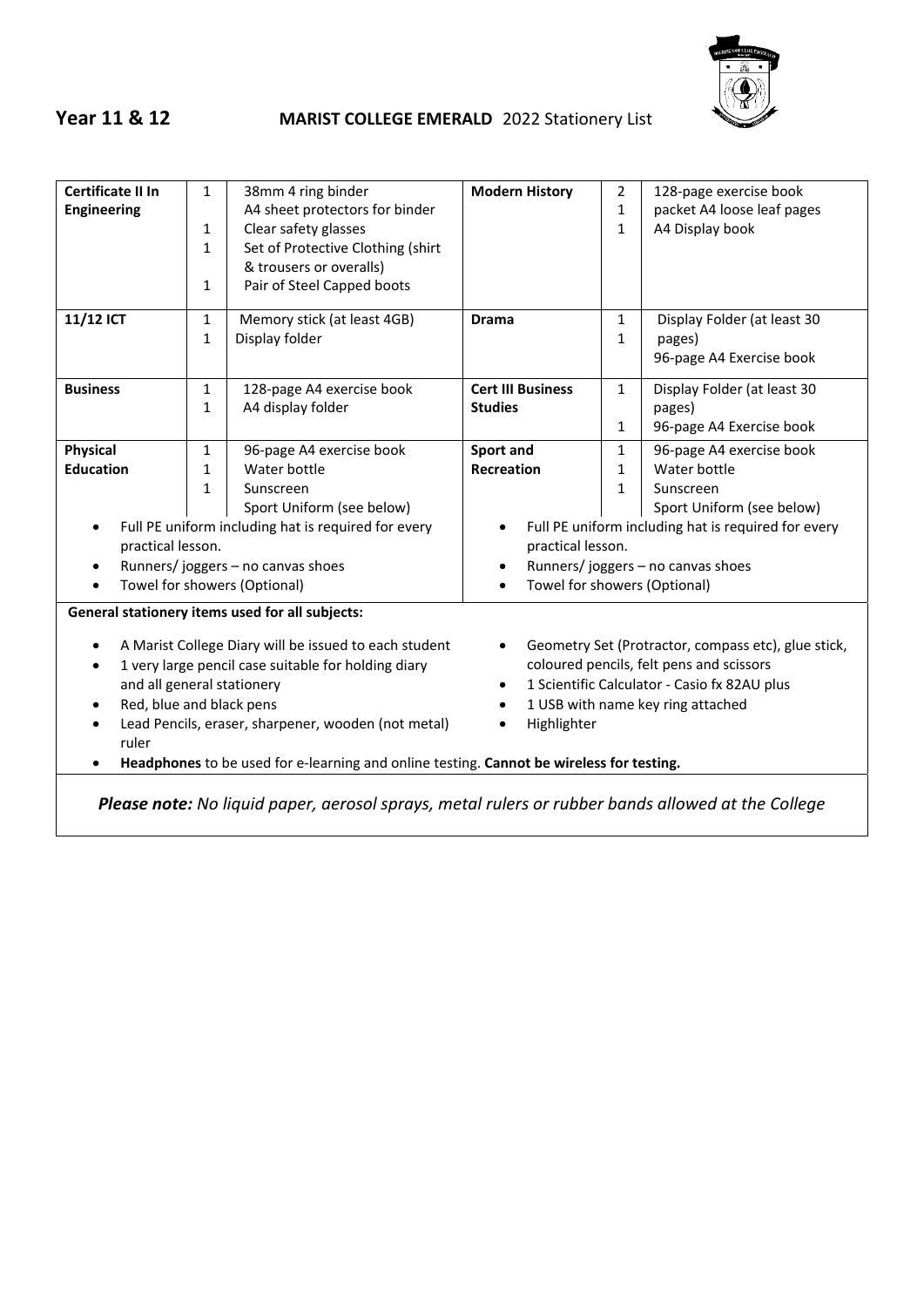# Year 11 & 12 — MARIST COLLEGE EMERALD 2022 Stationery List

| | | | | | |
|---|---|---|---|---|---|
| **Certificate II In Engineering** | 1<br><br>1<br>1<br><br>1 | 38mm 4 ring binder<br>A4 sheet protectors for binder<br>Clear safety glasses<br>Set of Protective Clothing (shirt & trousers or overalls)<br>Pair of Steel Capped boots | **Modern History** | 2<br>1<br>1 | 128-page exercise book<br>packet A4 loose leaf pages<br>A4 Display book |
| **11/12 ICT** | 1<br>1 | Memory stick (at least 4GB)<br>Display folder | **Drama** | 1<br>1 | Display Folder (at least 30 pages)<br>96-page A4 Exercise book |
| **Business** | 1<br>1 | 128-page A4 exercise book<br>A4 display folder | **Cert III Business Studies** | 1<br><br>1 | Display Folder (at least 30 pages)<br>96-page A4 Exercise book |
| **Physical Education** | 1<br>1<br>1 | 96-page A4 exercise book<br>Water bottle<br>Sunscreen<br>Sport Uniform (see below) | **Sport and Recreation** | 1<br>1<br>1 | 96-page A4 exercise book<br>Water bottle<br>Sunscreen<br>Sport Uniform (see below) |
| • Full PE uniform including hat is required for every practical lesson.<br>• Runners/ joggers – no canvas shoes<br>• Towel for showers (Optional) | | | • Full PE uniform including hat is required for every practical lesson.<br>• Runners/ joggers – no canvas shoes<br>• Towel for showers (Optional) | | |

**General stationery items used for all subjects:**

- A Marist College Diary will be issued to each student
- 1 very large pencil case suitable for holding diary and all general stationery
- Red, blue and black pens
- Lead Pencils, eraser, sharpener, wooden (not metal) ruler
- Geometry Set (Protractor, compass etc), glue stick, coloured pencils, felt pens and scissors
- 1 Scientific Calculator - Casio fx 82AU plus
- 1 USB with name key ring attached
- Highlighter
- **Headphones** to be used for e-learning and online testing. **Cannot be wireless for testing.**

***Please note:*** *No liquid paper, aerosol sprays, metal rulers or rubber bands allowed at the College*